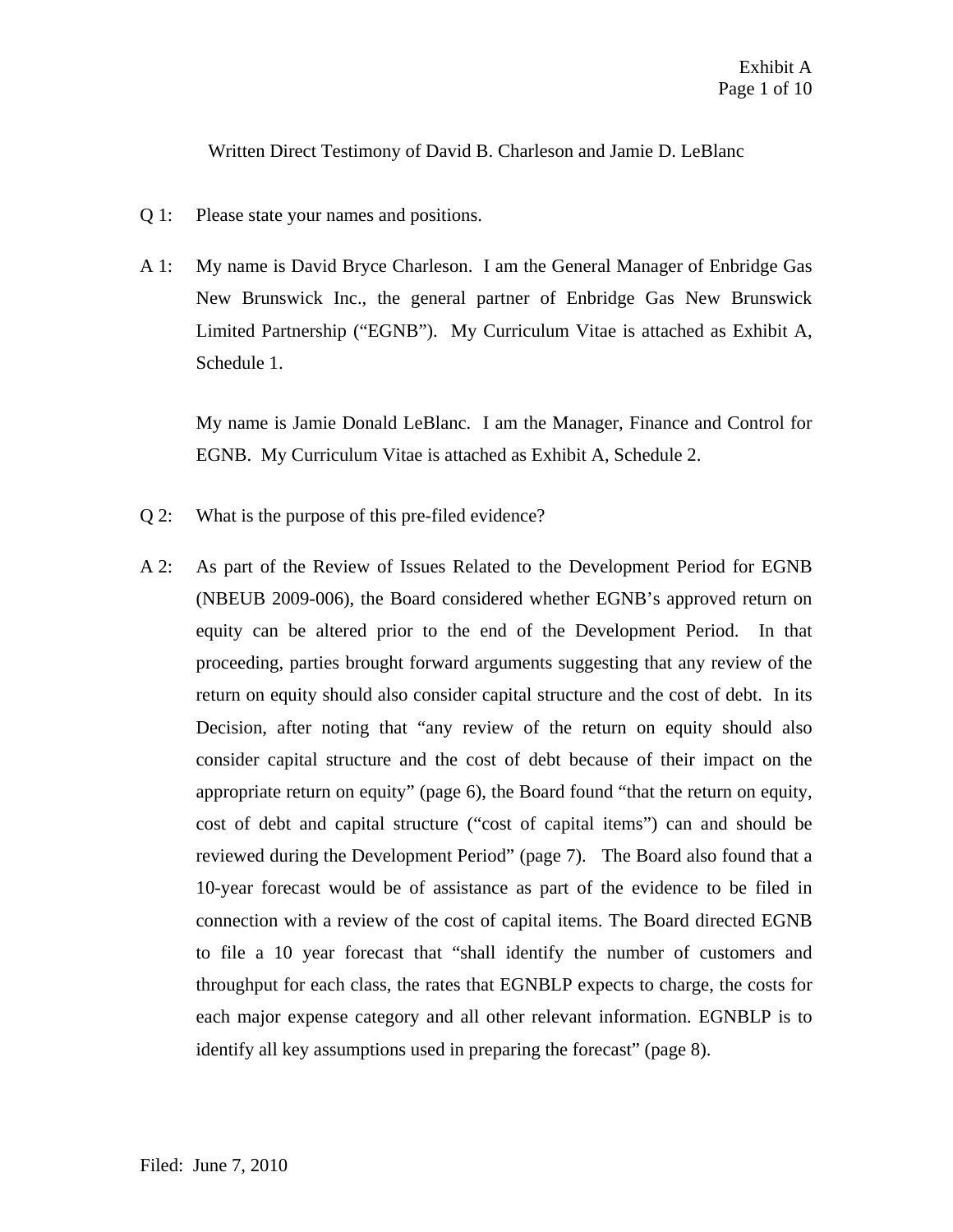Exhibit A

# Written Direct Testimony of David B. Charleson and Jamie D. LeBlanc

Q 1: Please state your names and positions.

A 1: My name is David Bryce Charleson. I am the General Manager of Enbridge Gas New Brunswick Inc., the general partner of Enbridge Gas New Brunswick Limited Partnership ("EGNB"). My Curriculum Vitae is attached as Exhibit A, Schedule 1.

My name is Jamie Donald LeBlanc. I am the Manager, Finance and Control for EGNB. My Curriculum Vitae is attached as Exhibit A, Schedule 2.

Q 2: What is the purpose of this pre-filed evidence?

A 2: As part of the Review of Issues Related to the Development Period for EGNB (NBEUB 2009-006), the Board considered whether EGNB's approved return on equity can be altered prior to the end of the Development Period. In that proceeding, parties brought forward arguments suggesting that any review of the return on equity should also consider capital structure and the cost of debt. In its Decision, after noting that "any review of the return on equity should also consider capital structure and the cost of debt because of their impact on the appropriate return on equity" (page 6), the Board found "that the return on equity, cost of debt and capital structure ("cost of capital items") can and should be reviewed during the Development Period" (page 7). The Board also found that a 10-year forecast would be of assistance as part of the evidence to be filed in connection with a review of the cost of capital items. The Board directed EGNB to file a 10 year forecast that "shall identify the number of customers and throughput for each class, the rates that EGNBLP expects to charge, the costs for each major expense category and all other relevant information. EGNBLP is to identify all key assumptions used in preparing the forecast" (page 8).

Filed: June 7, 2010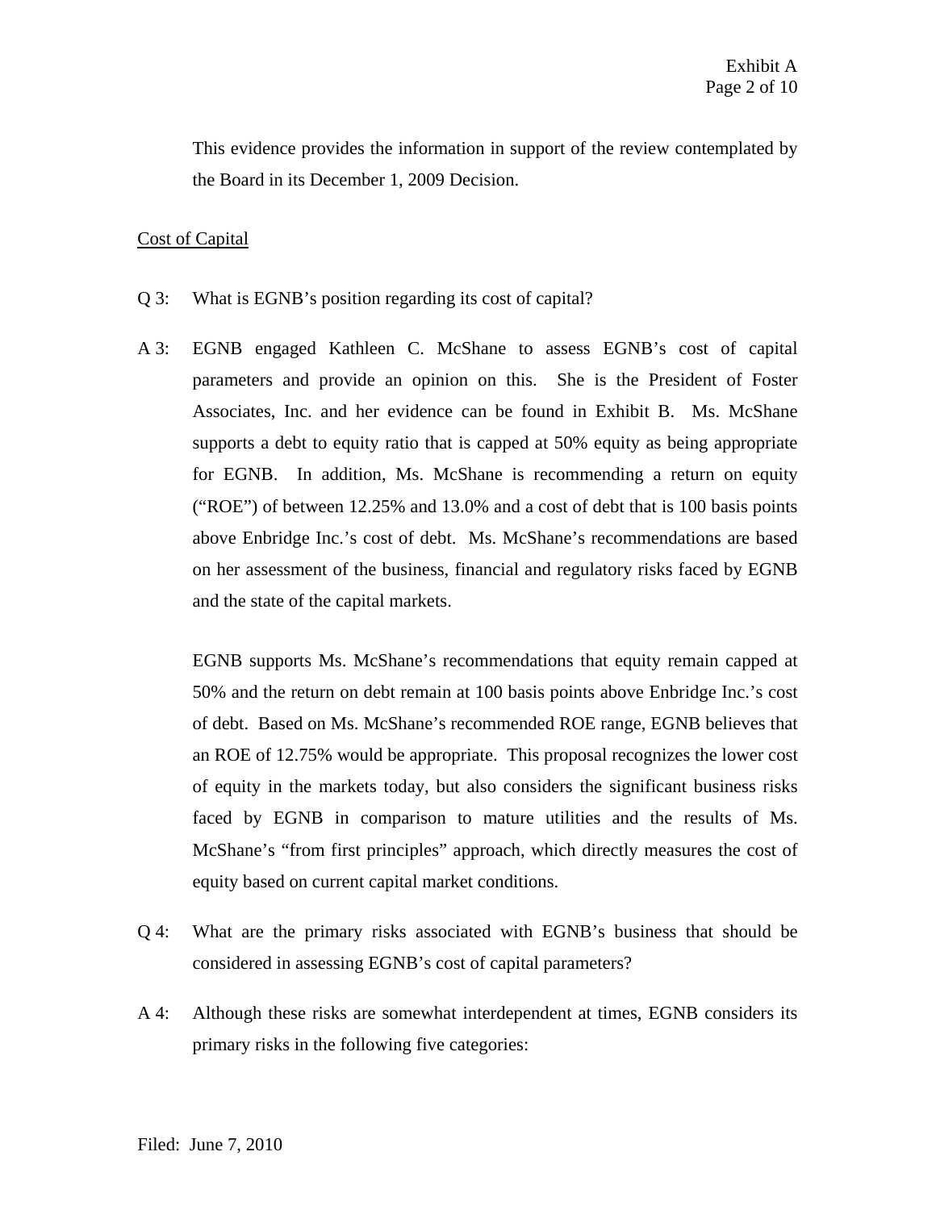This evidence provides the information in support of the review contemplated by the Board in its December 1, 2009 Decision.

<u>Cost of Capital</u>

Q 3: What is EGNB's position regarding its cost of capital?

A 3: EGNB engaged Kathleen C. McShane to assess EGNB's cost of capital parameters and provide an opinion on this. She is the President of Foster Associates, Inc. and her evidence can be found in Exhibit B. Ms. McShane supports a debt to equity ratio that is capped at 50% equity as being appropriate for EGNB. In addition, Ms. McShane is recommending a return on equity ("ROE") of between 12.25% and 13.0% and a cost of debt that is 100 basis points above Enbridge Inc.'s cost of debt. Ms. McShane's recommendations are based on her assessment of the business, financial and regulatory risks faced by EGNB and the state of the capital markets.

EGNB supports Ms. McShane's recommendations that equity remain capped at 50% and the return on debt remain at 100 basis points above Enbridge Inc.'s cost of debt. Based on Ms. McShane's recommended ROE range, EGNB believes that an ROE of 12.75% would be appropriate. This proposal recognizes the lower cost of equity in the markets today, but also considers the significant business risks faced by EGNB in comparison to mature utilities and the results of Ms. McShane's "from first principles" approach, which directly measures the cost of equity based on current capital market conditions.

Q 4: What are the primary risks associated with EGNB's business that should be considered in assessing EGNB's cost of capital parameters?

A 4: Although these risks are somewhat interdependent at times, EGNB considers its primary risks in the following five categories: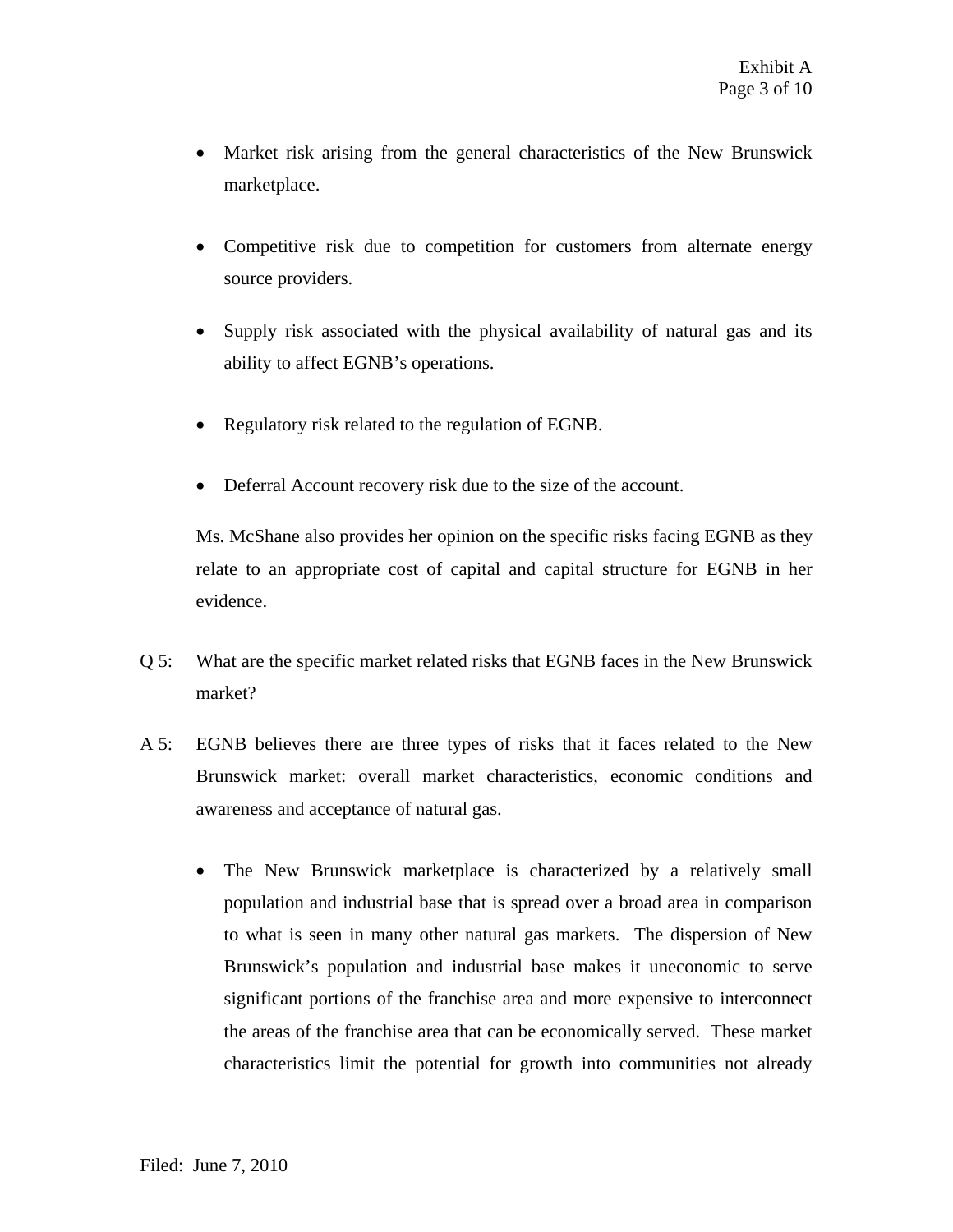- Market risk arising from the general characteristics of the New Brunswick marketplace.

- Competitive risk due to competition for customers from alternate energy source providers.

- Supply risk associated with the physical availability of natural gas and its ability to affect EGNB's operations.

- Regulatory risk related to the regulation of EGNB.

- Deferral Account recovery risk due to the size of the account.

Ms. McShane also provides her opinion on the specific risks facing EGNB as they relate to an appropriate cost of capital and capital structure for EGNB in her evidence.

Q 5: What are the specific market related risks that EGNB faces in the New Brunswick market?

A 5: EGNB believes there are three types of risks that it faces related to the New Brunswick market: overall market characteristics, economic conditions and awareness and acceptance of natural gas.

- The New Brunswick marketplace is characterized by a relatively small population and industrial base that is spread over a broad area in comparison to what is seen in many other natural gas markets. The dispersion of New Brunswick's population and industrial base makes it uneconomic to serve significant portions of the franchise area and more expensive to interconnect the areas of the franchise area that can be economically served. These market characteristics limit the potential for growth into communities not already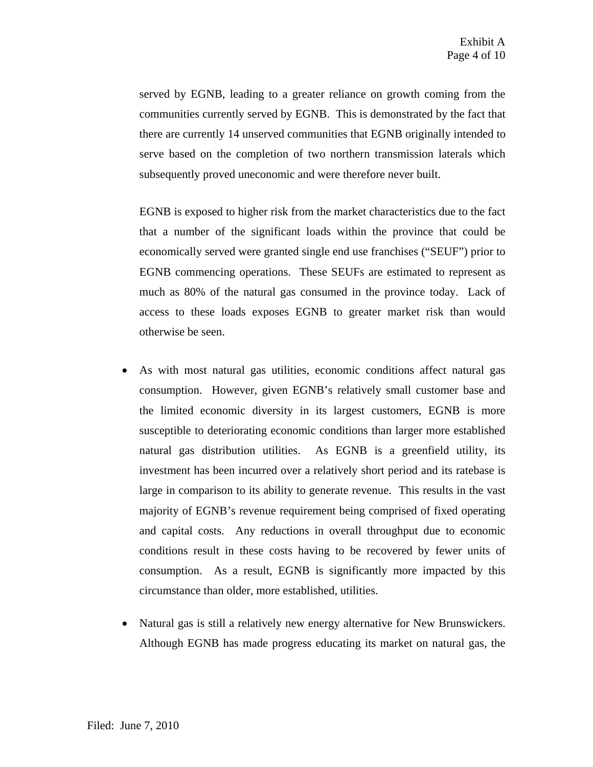served by EGNB, leading to a greater reliance on growth coming from the communities currently served by EGNB. This is demonstrated by the fact that there are currently 14 unserved communities that EGNB originally intended to serve based on the completion of two northern transmission laterals which subsequently proved uneconomic and were therefore never built.

EGNB is exposed to higher risk from the market characteristics due to the fact that a number of the significant loads within the province that could be economically served were granted single end use franchises ("SEUF") prior to EGNB commencing operations. These SEUFs are estimated to represent as much as 80% of the natural gas consumed in the province today. Lack of access to these loads exposes EGNB to greater market risk than would otherwise be seen.

- As with most natural gas utilities, economic conditions affect natural gas consumption. However, given EGNB's relatively small customer base and the limited economic diversity in its largest customers, EGNB is more susceptible to deteriorating economic conditions than larger more established natural gas distribution utilities. As EGNB is a greenfield utility, its investment has been incurred over a relatively short period and its ratebase is large in comparison to its ability to generate revenue. This results in the vast majority of EGNB's revenue requirement being comprised of fixed operating and capital costs. Any reductions in overall throughput due to economic conditions result in these costs having to be recovered by fewer units of consumption. As a result, EGNB is significantly more impacted by this circumstance than older, more established, utilities.

- Natural gas is still a relatively new energy alternative for New Brunswickers. Although EGNB has made progress educating its market on natural gas, the

Filed: June 7, 2010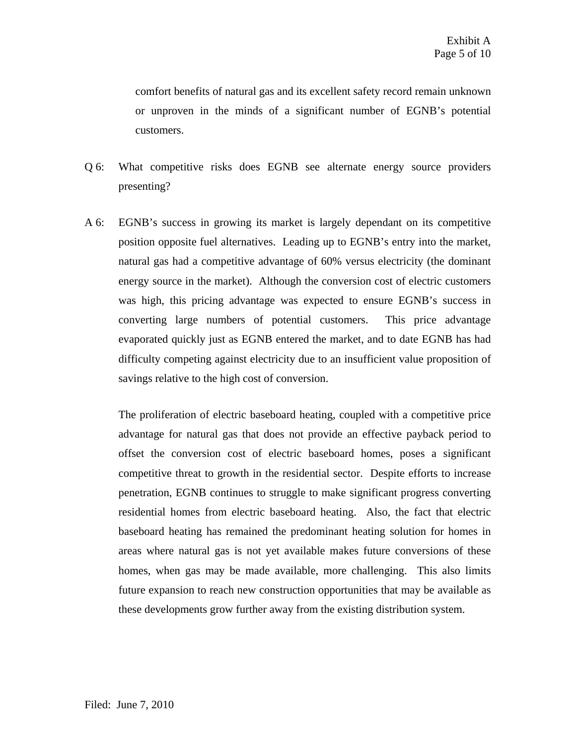comfort benefits of natural gas and its excellent safety record remain unknown or unproven in the minds of a significant number of EGNB's potential customers.

Q 6: What competitive risks does EGNB see alternate energy source providers presenting?

A 6: EGNB's success in growing its market is largely dependant on its competitive position opposite fuel alternatives. Leading up to EGNB's entry into the market, natural gas had a competitive advantage of 60% versus electricity (the dominant energy source in the market). Although the conversion cost of electric customers was high, this pricing advantage was expected to ensure EGNB's success in converting large numbers of potential customers. This price advantage evaporated quickly just as EGNB entered the market, and to date EGNB has had difficulty competing against electricity due to an insufficient value proposition of savings relative to the high cost of conversion.

The proliferation of electric baseboard heating, coupled with a competitive price advantage for natural gas that does not provide an effective payback period to offset the conversion cost of electric baseboard homes, poses a significant competitive threat to growth in the residential sector. Despite efforts to increase penetration, EGNB continues to struggle to make significant progress converting residential homes from electric baseboard heating. Also, the fact that electric baseboard heating has remained the predominant heating solution for homes in areas where natural gas is not yet available makes future conversions of these homes, when gas may be made available, more challenging. This also limits future expansion to reach new construction opportunities that may be available as these developments grow further away from the existing distribution system.

Filed: June 7, 2010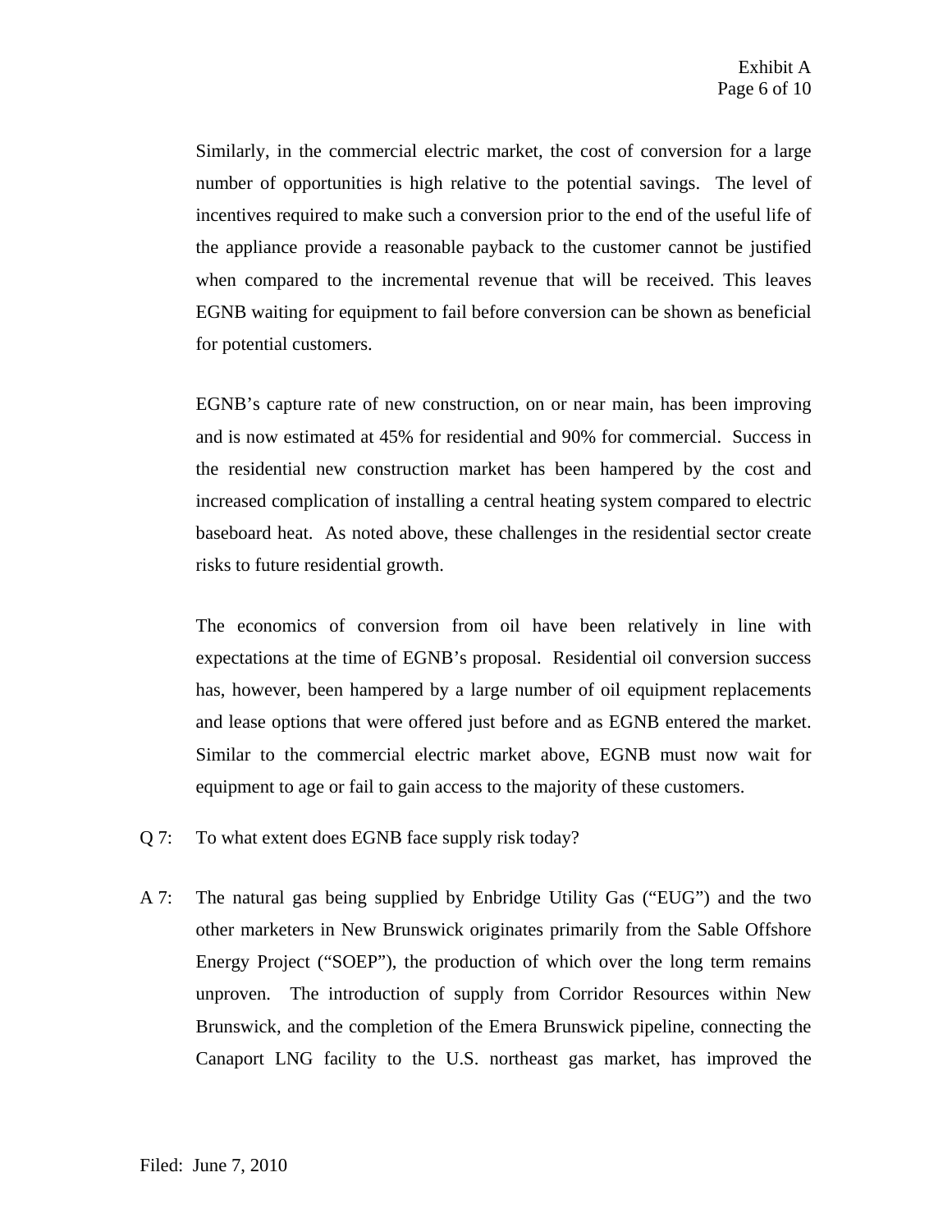Similarly, in the commercial electric market, the cost of conversion for a large number of opportunities is high relative to the potential savings. The level of incentives required to make such a conversion prior to the end of the useful life of the appliance provide a reasonable payback to the customer cannot be justified when compared to the incremental revenue that will be received. This leaves EGNB waiting for equipment to fail before conversion can be shown as beneficial for potential customers.

EGNB's capture rate of new construction, on or near main, has been improving and is now estimated at 45% for residential and 90% for commercial. Success in the residential new construction market has been hampered by the cost and increased complication of installing a central heating system compared to electric baseboard heat. As noted above, these challenges in the residential sector create risks to future residential growth.

The economics of conversion from oil have been relatively in line with expectations at the time of EGNB's proposal. Residential oil conversion success has, however, been hampered by a large number of oil equipment replacements and lease options that were offered just before and as EGNB entered the market. Similar to the commercial electric market above, EGNB must now wait for equipment to age or fail to gain access to the majority of these customers.

Q 7: To what extent does EGNB face supply risk today?

A 7: The natural gas being supplied by Enbridge Utility Gas ("EUG") and the two other marketers in New Brunswick originates primarily from the Sable Offshore Energy Project ("SOEP"), the production of which over the long term remains unproven. The introduction of supply from Corridor Resources within New Brunswick, and the completion of the Emera Brunswick pipeline, connecting the Canaport LNG facility to the U.S. northeast gas market, has improved the

Filed: June 7, 2010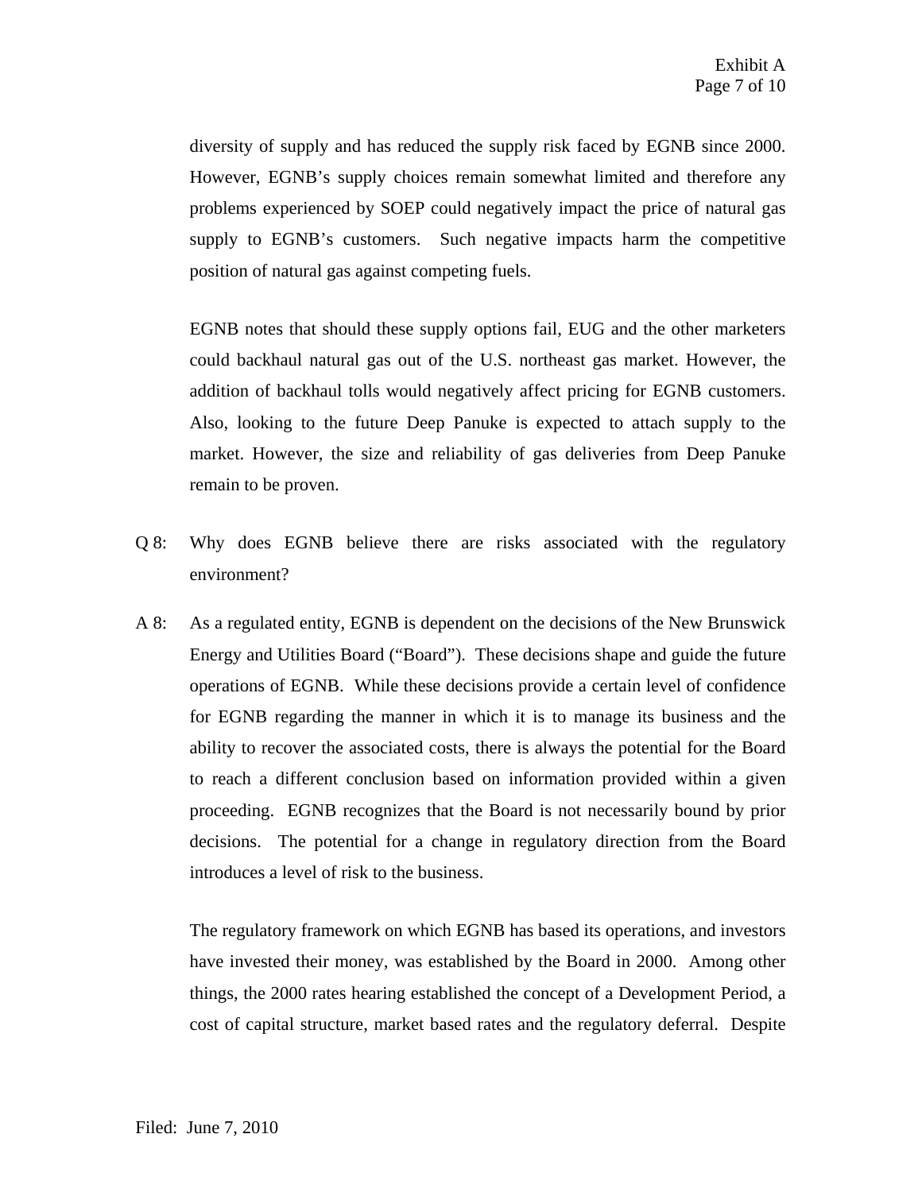diversity of supply and has reduced the supply risk faced by EGNB since 2000. However, EGNB's supply choices remain somewhat limited and therefore any problems experienced by SOEP could negatively impact the price of natural gas supply to EGNB's customers. Such negative impacts harm the competitive position of natural gas against competing fuels.

EGNB notes that should these supply options fail, EUG and the other marketers could backhaul natural gas out of the U.S. northeast gas market. However, the addition of backhaul tolls would negatively affect pricing for EGNB customers. Also, looking to the future Deep Panuke is expected to attach supply to the market. However, the size and reliability of gas deliveries from Deep Panuke remain to be proven.

Q 8: Why does EGNB believe there are risks associated with the regulatory environment?

A 8: As a regulated entity, EGNB is dependent on the decisions of the New Brunswick Energy and Utilities Board ("Board"). These decisions shape and guide the future operations of EGNB. While these decisions provide a certain level of confidence for EGNB regarding the manner in which it is to manage its business and the ability to recover the associated costs, there is always the potential for the Board to reach a different conclusion based on information provided within a given proceeding. EGNB recognizes that the Board is not necessarily bound by prior decisions. The potential for a change in regulatory direction from the Board introduces a level of risk to the business.

The regulatory framework on which EGNB has based its operations, and investors have invested their money, was established by the Board in 2000. Among other things, the 2000 rates hearing established the concept of a Development Period, a cost of capital structure, market based rates and the regulatory deferral. Despite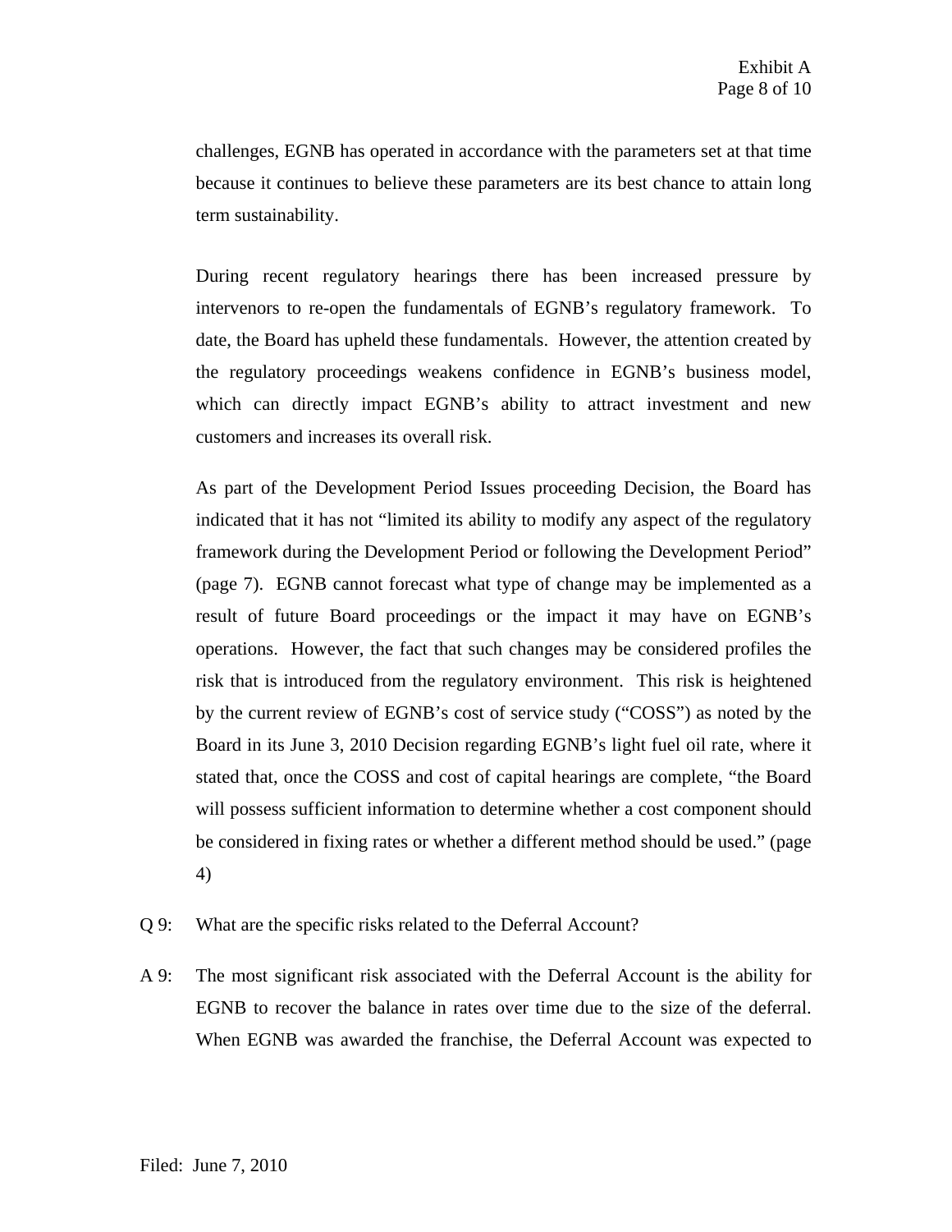challenges, EGNB has operated in accordance with the parameters set at that time because it continues to believe these parameters are its best chance to attain long term sustainability.

During recent regulatory hearings there has been increased pressure by intervenors to re-open the fundamentals of EGNB's regulatory framework. To date, the Board has upheld these fundamentals. However, the attention created by the regulatory proceedings weakens confidence in EGNB's business model, which can directly impact EGNB's ability to attract investment and new customers and increases its overall risk.

As part of the Development Period Issues proceeding Decision, the Board has indicated that it has not "limited its ability to modify any aspect of the regulatory framework during the Development Period or following the Development Period" (page 7). EGNB cannot forecast what type of change may be implemented as a result of future Board proceedings or the impact it may have on EGNB's operations. However, the fact that such changes may be considered profiles the risk that is introduced from the regulatory environment. This risk is heightened by the current review of EGNB's cost of service study ("COSS") as noted by the Board in its June 3, 2010 Decision regarding EGNB's light fuel oil rate, where it stated that, once the COSS and cost of capital hearings are complete, "the Board will possess sufficient information to determine whether a cost component should be considered in fixing rates or whether a different method should be used." (page 4)

Q 9: What are the specific risks related to the Deferral Account?

A 9: The most significant risk associated with the Deferral Account is the ability for EGNB to recover the balance in rates over time due to the size of the deferral. When EGNB was awarded the franchise, the Deferral Account was expected to

Filed: June 7, 2010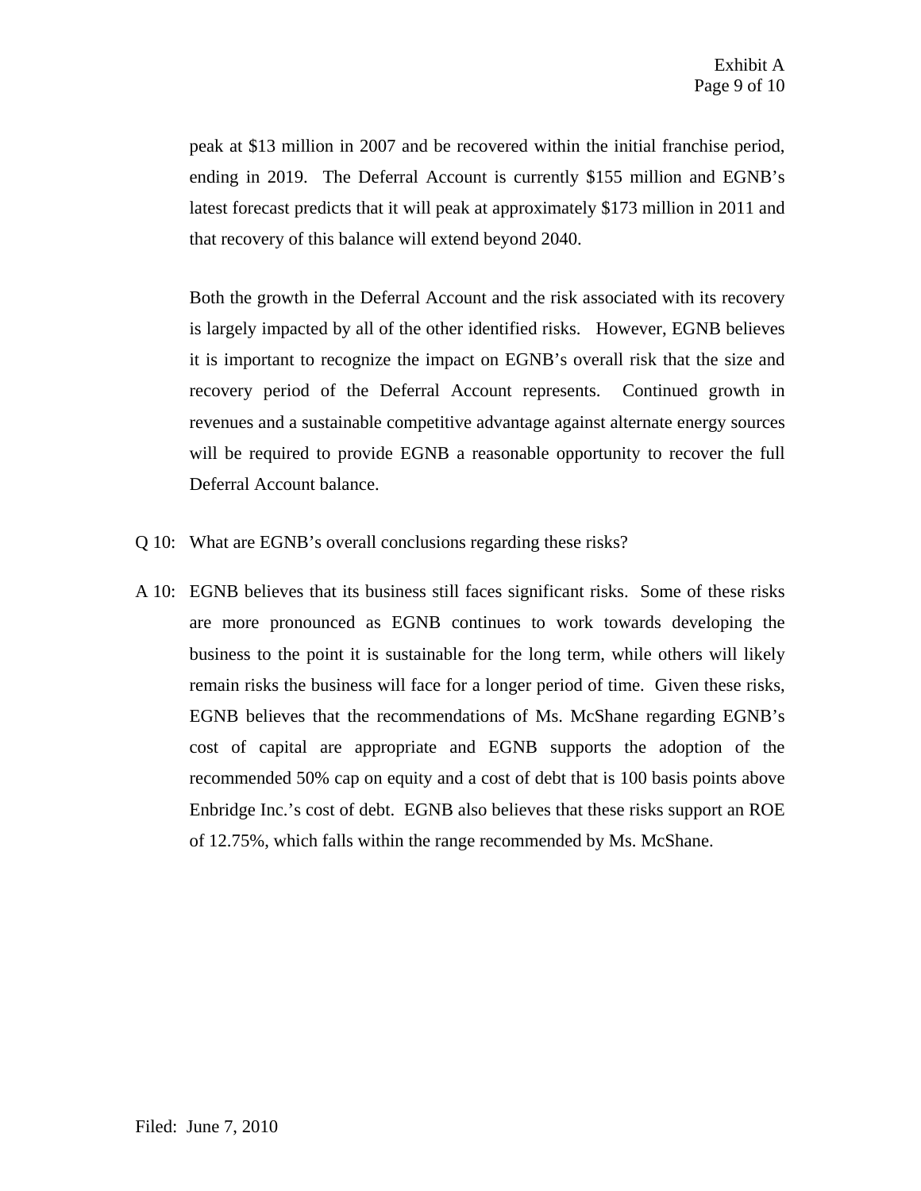peak at $13 million in 2007 and be recovered within the initial franchise period, ending in 2019. The Deferral Account is currently $155 million and EGNB's latest forecast predicts that it will peak at approximately $173 million in 2011 and that recovery of this balance will extend beyond 2040.

Both the growth in the Deferral Account and the risk associated with its recovery is largely impacted by all of the other identified risks. However, EGNB believes it is important to recognize the impact on EGNB's overall risk that the size and recovery period of the Deferral Account represents. Continued growth in revenues and a sustainable competitive advantage against alternate energy sources will be required to provide EGNB a reasonable opportunity to recover the full Deferral Account balance.

Q 10: What are EGNB's overall conclusions regarding these risks?

A 10: EGNB believes that its business still faces significant risks. Some of these risks are more pronounced as EGNB continues to work towards developing the business to the point it is sustainable for the long term, while others will likely remain risks the business will face for a longer period of time. Given these risks, EGNB believes that the recommendations of Ms. McShane regarding EGNB's cost of capital are appropriate and EGNB supports the adoption of the recommended 50% cap on equity and a cost of debt that is 100 basis points above Enbridge Inc.'s cost of debt. EGNB also believes that these risks support an ROE of 12.75%, which falls within the range recommended by Ms. McShane.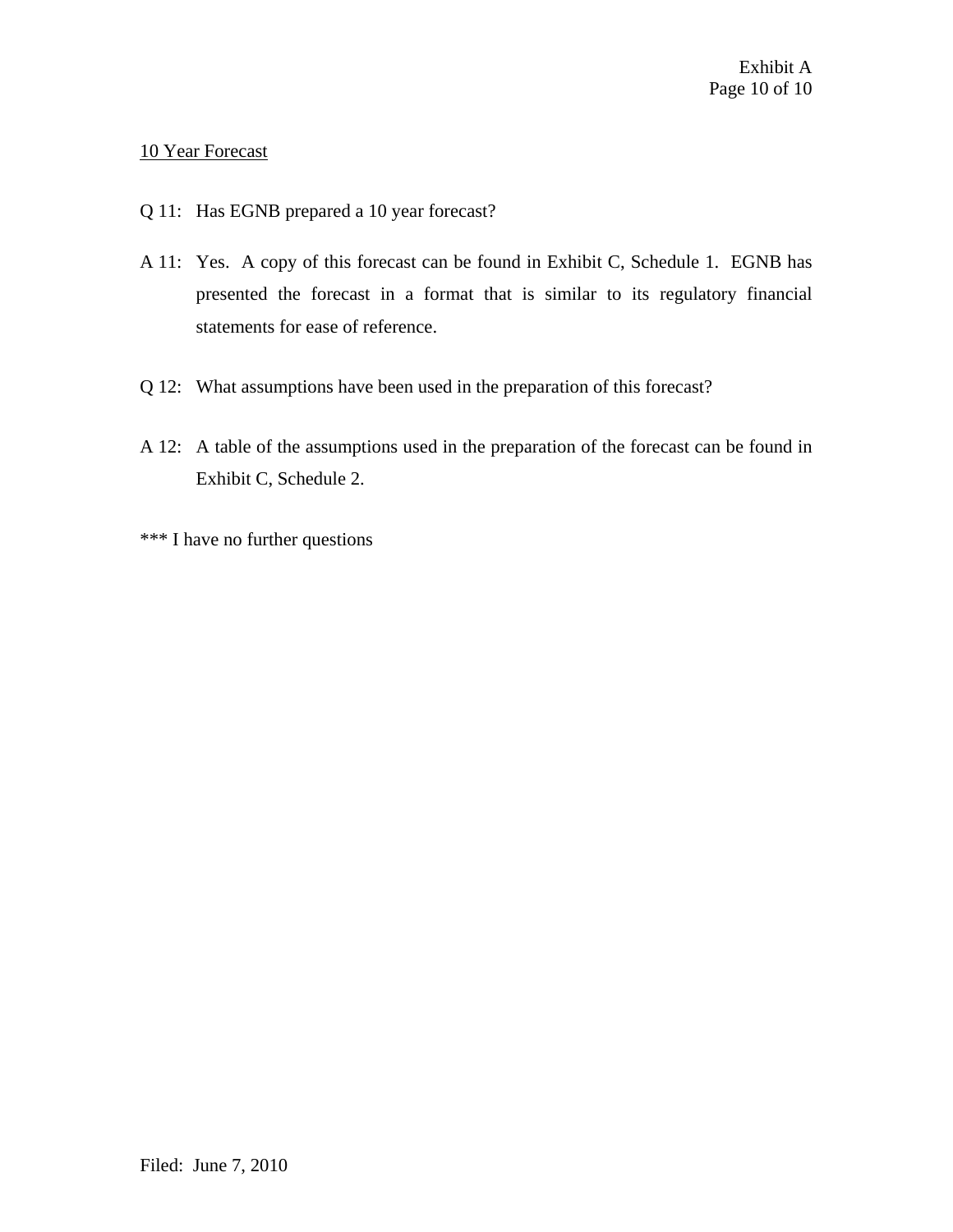10 Year Forecast

Q 11: Has EGNB prepared a 10 year forecast?

A 11: Yes. A copy of this forecast can be found in Exhibit C, Schedule 1. EGNB has presented the forecast in a format that is similar to its regulatory financial statements for ease of reference.

Q 12: What assumptions have been used in the preparation of this forecast?

A 12: A table of the assumptions used in the preparation of the forecast can be found in Exhibit C, Schedule 2.

*** I have no further questions